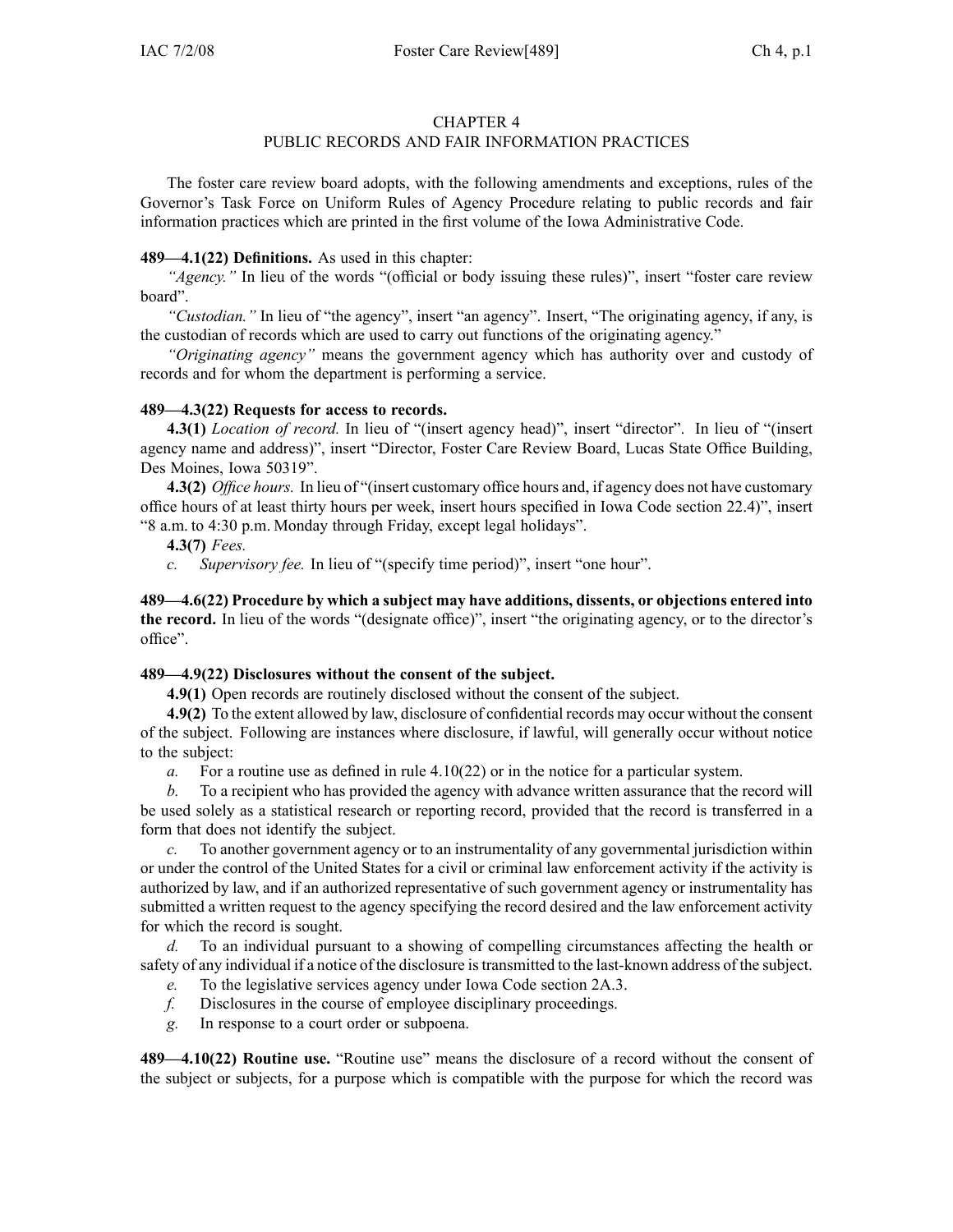# CHAPTER 4
## PUBLIC RECORDS AND FAIR INFORMATION PRACTICES

The foster care review board adopts, with the following amendments and exceptions, rules of the Governor's Task Force on Uniform Rules of Agency Procedure relating to public records and fair information practices which are printed in the first volume of the Iowa Administrative Code.

**489—4.1(22) Definitions.** As used in this chapter:

*"Agency."* In lieu of the words "(official or body issuing these rules)", insert "foster care review board".

*"Custodian."* In lieu of "the agency", insert "an agency". Insert, "The originating agency, if any, is the custodian of records which are used to carry out functions of the originating agency."

*"Originating agency"* means the government agency which has authority over and custody of records and for whom the department is performing a service.

**489—4.3(22) Requests for access to records.**

**4.3(1)** *Location of record.* In lieu of "(insert agency head)", insert "director". In lieu of "(insert agency name and address)", insert "Director, Foster Care Review Board, Lucas State Office Building, Des Moines, Iowa 50319".

**4.3(2)** *Office hours.* In lieu of "(insert customary office hours and, if agency does not have customary office hours of at least thirty hours per week, insert hours specified in Iowa Code section 22.4)", insert "8 a.m. to 4:30 p.m. Monday through Friday, except legal holidays".

**4.3(7)** *Fees.*

*c.* *Supervisory fee.* In lieu of "(specify time period)", insert "one hour".

**489—4.6(22) Procedure by which a subject may have additions, dissents, or objections entered into the record.** In lieu of the words "(designate office)", insert "the originating agency, or to the director's office".

**489—4.9(22) Disclosures without the consent of the subject.**

**4.9(1)** Open records are routinely disclosed without the consent of the subject.

**4.9(2)** To the extent allowed by law, disclosure of confidential records may occur without the consent of the subject. Following are instances where disclosure, if lawful, will generally occur without notice to the subject:

*a.* For a routine use as defined in rule 4.10(22) or in the notice for a particular system.

*b.* To a recipient who has provided the agency with advance written assurance that the record will be used solely as a statistical research or reporting record, provided that the record is transferred in a form that does not identify the subject.

*c.* To another government agency or to an instrumentality of any governmental jurisdiction within or under the control of the United States for a civil or criminal law enforcement activity if the activity is authorized by law, and if an authorized representative of such government agency or instrumentality has submitted a written request to the agency specifying the record desired and the law enforcement activity for which the record is sought.

*d.* To an individual pursuant to a showing of compelling circumstances affecting the health or safety of any individual if a notice of the disclosure is transmitted to the last-known address of the subject.

*e.* To the legislative services agency under Iowa Code section 2A.3.

*f.* Disclosures in the course of employee disciplinary proceedings.

*g.* In response to a court order or subpoena.

**489—4.10(22) Routine use.** "Routine use" means the disclosure of a record without the consent of the subject or subjects, for a purpose which is compatible with the purpose for which the record was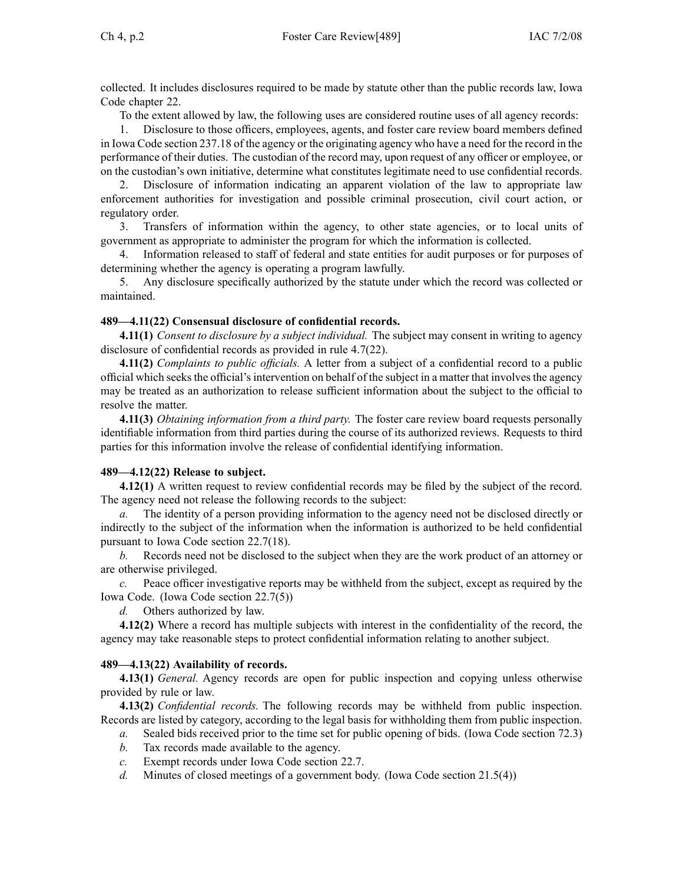collected. It includes disclosures required to be made by statute other than the public records law, Iowa Code chapter 22.

To the extent allowed by law, the following uses are considered routine uses of all agency records:

1. Disclosure to those officers, employees, agents, and foster care review board members defined in Iowa Code section 237.18 of the agency or the originating agency who have a need for the record in the performance of their duties. The custodian of the record may, upon request of any officer or employee, or on the custodian's own initiative, determine what constitutes legitimate need to use confidential records.
2. Disclosure of information indicating an apparent violation of the law to appropriate law enforcement authorities for investigation and possible criminal prosecution, civil court action, or regulatory order.
3. Transfers of information within the agency, to other state agencies, or to local units of government as appropriate to administer the program for which the information is collected.
4. Information released to staff of federal and state entities for audit purposes or for purposes of determining whether the agency is operating a program lawfully.
5. Any disclosure specifically authorized by the statute under which the record was collected or maintained.

**489—4.11(22) Consensual disclosure of confidential records.**

**4.11(1)** *Consent to disclosure by a subject individual.* The subject may consent in writing to agency disclosure of confidential records as provided in rule 4.7(22).

**4.11(2)** *Complaints to public officials.* A letter from a subject of a confidential record to a public official which seeks the official's intervention on behalf of the subject in a matter that involves the agency may be treated as an authorization to release sufficient information about the subject to the official to resolve the matter.

**4.11(3)** *Obtaining information from a third party.* The foster care review board requests personally identifiable information from third parties during the course of its authorized reviews. Requests to third parties for this information involve the release of confidential identifying information.

**489—4.12(22) Release to subject.**

**4.12(1)** A written request to review confidential records may be filed by the subject of the record. The agency need not release the following records to the subject:

*a.* The identity of a person providing information to the agency need not be disclosed directly or indirectly to the subject of the information when the information is authorized to be held confidential pursuant to Iowa Code section 22.7(18).

*b.* Records need not be disclosed to the subject when they are the work product of an attorney or are otherwise privileged.

*c.* Peace officer investigative reports may be withheld from the subject, except as required by the Iowa Code. (Iowa Code section 22.7(5))

*d.* Others authorized by law.

**4.12(2)** Where a record has multiple subjects with interest in the confidentiality of the record, the agency may take reasonable steps to protect confidential information relating to another subject.

**489—4.13(22) Availability of records.**

**4.13(1)** *General.* Agency records are open for public inspection and copying unless otherwise provided by rule or law.

**4.13(2)** *Confidential records.* The following records may be withheld from public inspection. Records are listed by category, according to the legal basis for withholding them from public inspection.

*a.* Sealed bids received prior to the time set for public opening of bids. (Iowa Code section 72.3)

*b.* Tax records made available to the agency.

*c.* Exempt records under Iowa Code section 22.7.

*d.* Minutes of closed meetings of a government body. (Iowa Code section 21.5(4))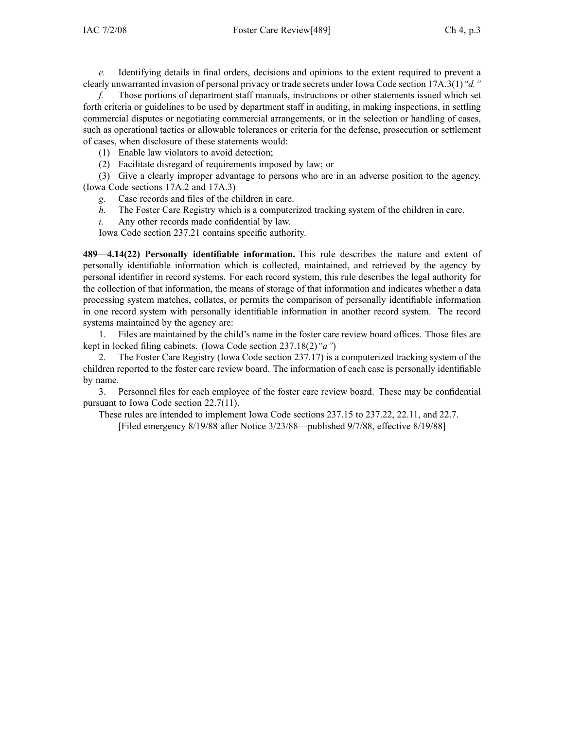*e.* Identifying details in final orders, decisions and opinions to the extent required to prevent a clearly unwarranted invasion of personal privacy or trade secrets under Iowa Code section 17A.3(1)*"d."*

*f.* Those portions of department staff manuals, instructions or other statements issued which set forth criteria or guidelines to be used by department staff in auditing, in making inspections, in settling commercial disputes or negotiating commercial arrangements, or in the selection or handling of cases, such as operational tactics or allowable tolerances or criteria for the defense, prosecution or settlement of cases, when disclosure of these statements would:

(1) Enable law violators to avoid detection;

(2) Facilitate disregard of requirements imposed by law; or

(3) Give a clearly improper advantage to persons who are in an adverse position to the agency. (Iowa Code sections 17A.2 and 17A.3)

*g.* Case records and files of the children in care.

*h.* The Foster Care Registry which is a computerized tracking system of the children in care.

*i.* Any other records made confidential by law.

Iowa Code section 237.21 contains specific authority.

**489—4.14(22) Personally identifiable information.** This rule describes the nature and extent of personally identifiable information which is collected, maintained, and retrieved by the agency by personal identifier in record systems. For each record system, this rule describes the legal authority for the collection of that information, the means of storage of that information and indicates whether a data processing system matches, collates, or permits the comparison of personally identifiable information in one record system with personally identifiable information in another record system. The record systems maintained by the agency are:

1. Files are maintained by the child's name in the foster care review board offices. Those files are kept in locked filing cabinets. (Iowa Code section 237.18(2)*"a"*)

2. The Foster Care Registry (Iowa Code section 237.17) is a computerized tracking system of the children reported to the foster care review board. The information of each case is personally identifiable by name.

3. Personnel files for each employee of the foster care review board. These may be confidential pursuant to Iowa Code section 22.7(11).

These rules are intended to implement Iowa Code sections 237.15 to 237.22, 22.11, and 22.7.

[Filed emergency 8/19/88 after Notice 3/23/88—published 9/7/88, effective 8/19/88]